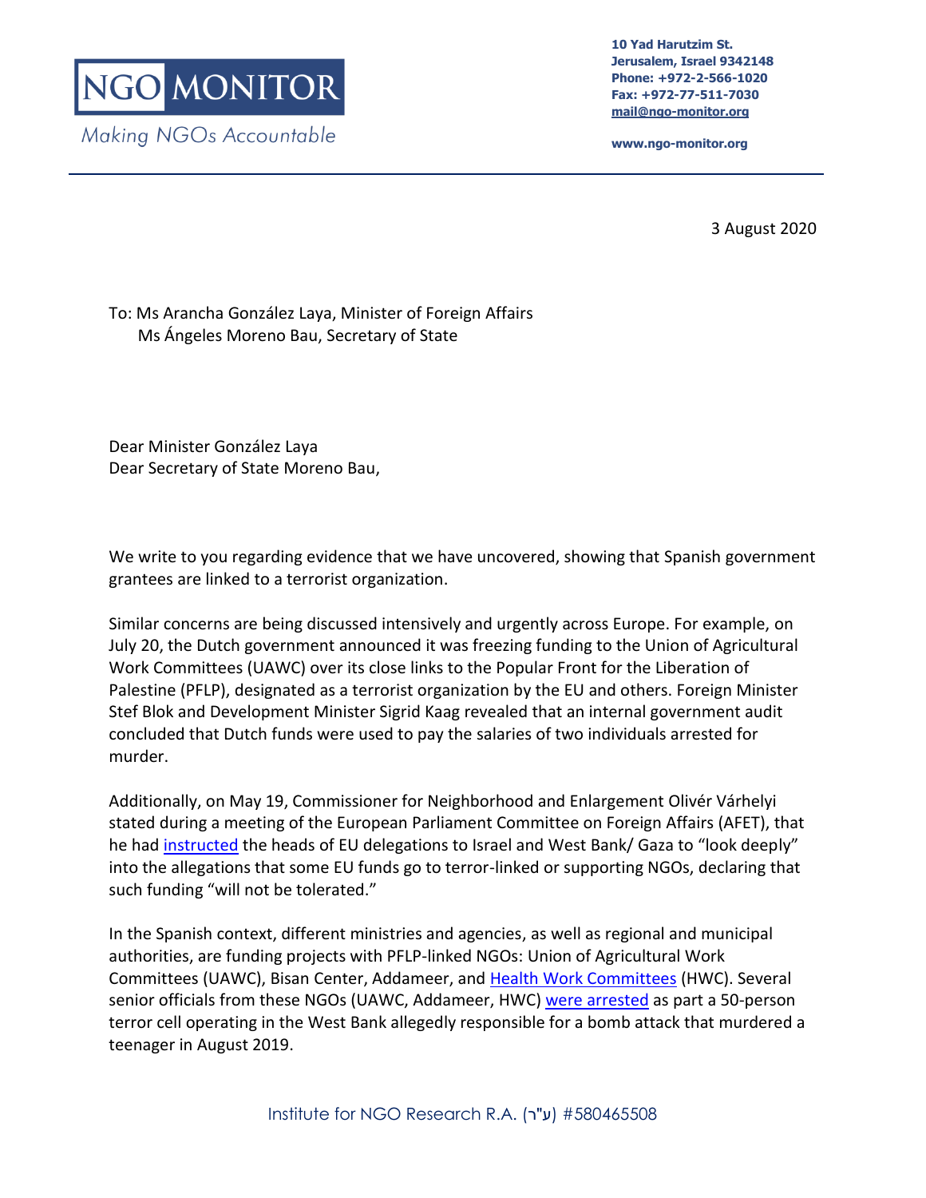**NGO MONITOR**

*Making NGOs Accountable*

**10 Yad Harutzim St.**
**Jerusalem, Israel 9342148**
**Phone: +972-2-566-1020**
**Fax: +972-77-511-7030**
**mail@ngo-monitor.org**

**www.ngo-monitor.org**

3 August 2020

To: Ms Arancha González Laya, Minister of Foreign Affairs
Ms Ángeles Moreno Bau, Secretary of State

Dear Minister González Laya
Dear Secretary of State Moreno Bau,

We write to you regarding evidence that we have uncovered, showing that Spanish government grantees are linked to a terrorist organization.

Similar concerns are being discussed intensively and urgently across Europe. For example, on July 20, the Dutch government announced it was freezing funding to the Union of Agricultural Work Committees (UAWC) over its close links to the Popular Front for the Liberation of Palestine (PFLP), designated as a terrorist organization by the EU and others. Foreign Minister Stef Blok and Development Minister Sigrid Kaag revealed that an internal government audit concluded that Dutch funds were used to pay the salaries of two individuals arrested for murder.

Additionally, on May 19, Commissioner for Neighborhood and Enlargement Olivér Várhelyi stated during a meeting of the European Parliament Committee on Foreign Affairs (AFET), that he had instructed the heads of EU delegations to Israel and West Bank/ Gaza to "look deeply" into the allegations that some EU funds go to terror-linked or supporting NGOs, declaring that such funding "will not be tolerated."

In the Spanish context, different ministries and agencies, as well as regional and municipal authorities, are funding projects with PFLP-linked NGOs: Union of Agricultural Work Committees (UAWC), Bisan Center, Addameer, and Health Work Committees (HWC). Several senior officials from these NGOs (UAWC, Addameer, HWC) were arrested as part a 50-person terror cell operating in the West Bank allegedly responsible for a bomb attack that murdered a teenager in August 2019.

Institute for NGO Research R.A. (ע"ר) #580465508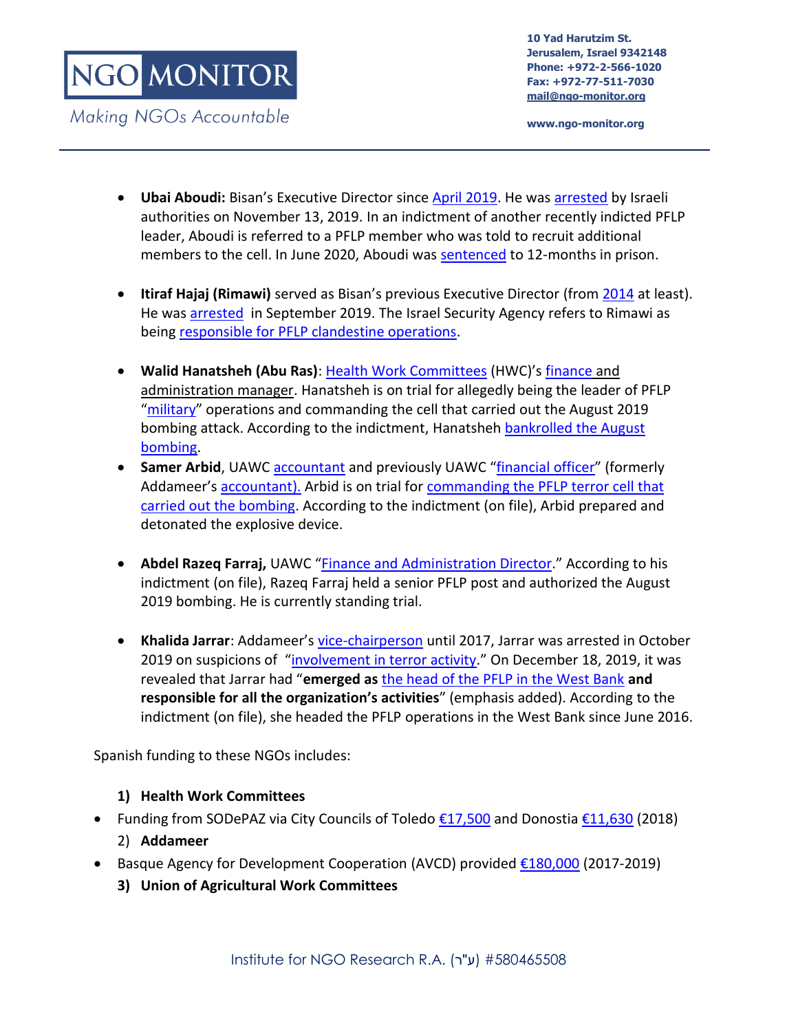- **Ubai Aboudi:** Bisan's Executive Director since April 2019. He was arrested by Israeli authorities on November 13, 2019. In an indictment of another recently indicted PFLP leader, Aboudi is referred to a PFLP member who was told to recruit additional members to the cell. In June 2020, Aboudi was sentenced to 12-months in prison.

- **Itiraf Hajaj (Rimawi)** served as Bisan's previous Executive Director (from 2014 at least). He was arrested in September 2019. The Israel Security Agency refers to Rimawi as being responsible for PFLP clandestine operations.

- **Walid Hanatsheh (Abu Ras)**: Health Work Committees (HWC)'s finance and administration manager. Hanatsheh is on trial for allegedly being the leader of PFLP "military" operations and commanding the cell that carried out the August 2019 bombing attack. According to the indictment, Hanatsheh bankrolled the August bombing.
- **Samer Arbid**, UAWC accountant and previously UAWC "financial officer" (formerly Addameer's accountant). Arbid is on trial for commanding the PFLP terror cell that carried out the bombing. According to the indictment (on file), Arbid prepared and detonated the explosive device.

- **Abdel Razeq Farraj,** UAWC "Finance and Administration Director." According to his indictment (on file), Razeq Farraj held a senior PFLP post and authorized the August 2019 bombing. He is currently standing trial.

- **Khalida Jarrar**: Addameer's vice-chairperson until 2017, Jarrar was arrested in October 2019 on suspicions of "involvement in terror activity." On December 18, 2019, it was revealed that Jarrar had "**emerged as** the head of the PFLP in the West Bank **and responsible for all the organization's activities**" (emphasis added). According to the indictment (on file), she headed the PFLP operations in the West Bank since June 2016.

Spanish funding to these NGOs includes:

**1) Health Work Committees**

- Funding from SODePAZ via City Councils of Toledo €17,500 and Donostia €11,630 (2018)

2) **Addameer**

- Basque Agency for Development Cooperation (AVCD) provided €180,000 (2017-2019)

**3) Union of Agricultural Work Committees**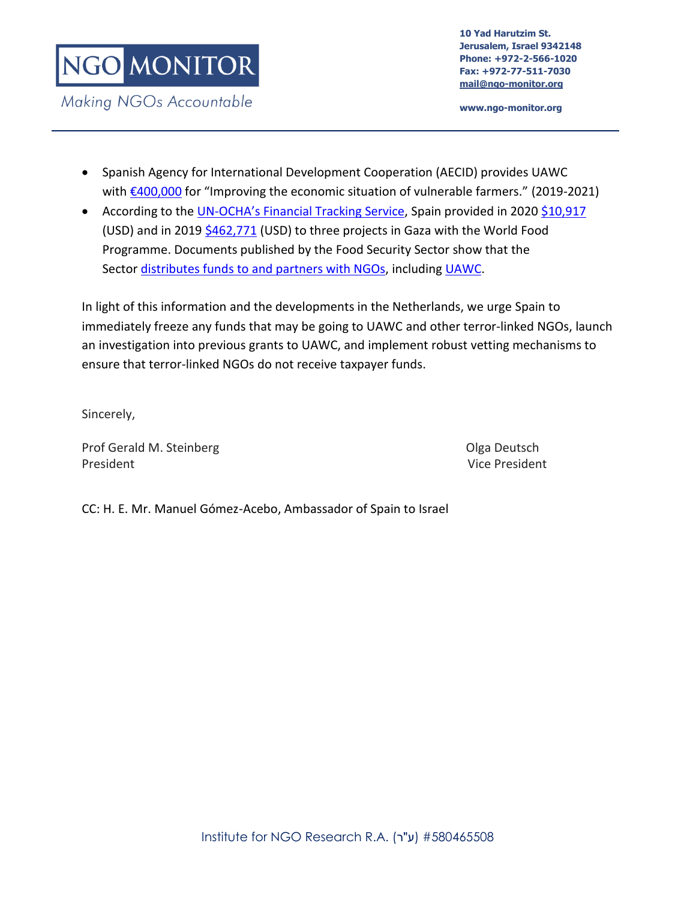- Spanish Agency for International Development Cooperation (AECID) provides UAWC with €400,000 for "Improving the economic situation of vulnerable farmers." (2019-2021)
- According to the UN-OCHA's Financial Tracking Service, Spain provided in 2020 $10,917 (USD) and in 2019 $462,771 (USD) to three projects in Gaza with the World Food Programme. Documents published by the Food Security Sector show that the Sector distributes funds to and partners with NGOs, including UAWC.

In light of this information and the developments in the Netherlands, we urge Spain to immediately freeze any funds that may be going to UAWC and other terror-linked NGOs, launch an investigation into previous grants to UAWC, and implement robust vetting mechanisms to ensure that terror-linked NGOs do not receive taxpayer funds.

Sincerely,

Prof Gerald M. Steinberg
President

Olga Deutsch
Vice President

CC: H. E. Mr. Manuel Gómez-Acebo, Ambassador of Spain to Israel